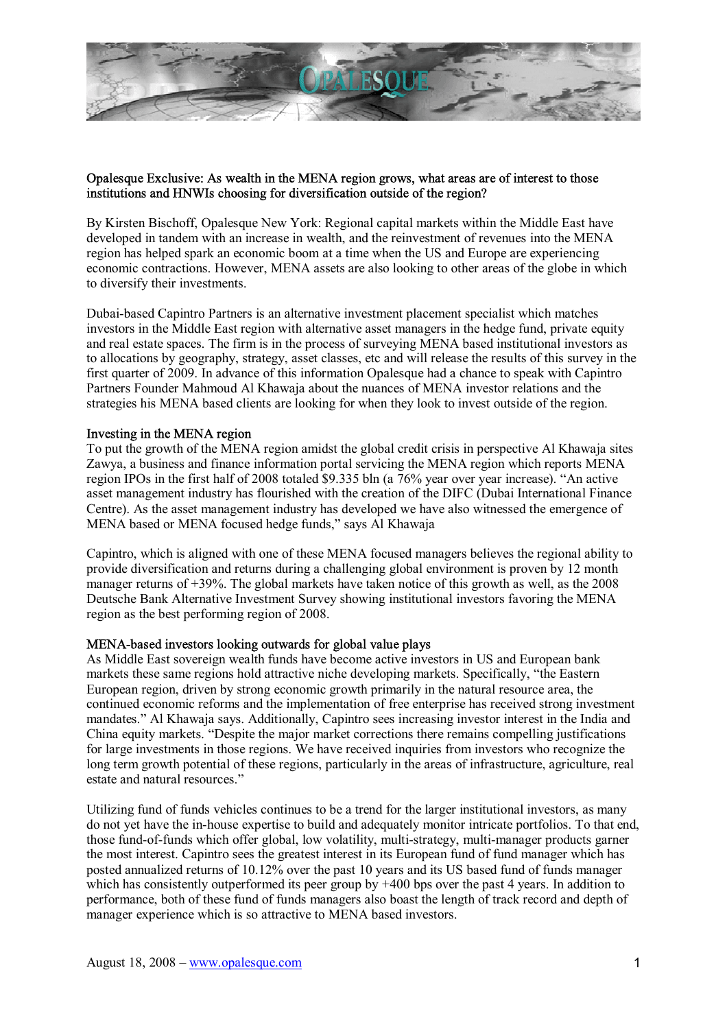Opalesque Exclusive: As wealth in the MENA region grows, what areas are of interest to those institutions and HNWIs choosing for diversification outside of the region?

By Kirsten Bischoff, Opalesque New York: Regional capital markets within the Middle East have developed in tandem with an increase in wealth, and the reinvestment of revenues into the MENA region has helped spark an economic boom at a time when the US and Europe are experiencing economic contractions. However, MENA assets are also looking to other areas of the globe in which to diversify their investments.

Dubai-based Capintro Partners is an alternative investment placement specialist which matches investors in the Middle East region with alternative asset managers in the hedge fund, private equity and real estate spaces. The firm is in the process of surveying MENA based institutional investors as to allocations by geography, strategy, asset classes, etc and will release the results of this survey in the first quarter of 2009. In advance of this information Opalesque had a chance to speak with Capintro Partners Founder Mahmoud Al Khawaja about the nuances of MENA investor relations and the strategies his MENA based clients are looking for when they look to invest outside of the region.

## Investing in the MENA region

To put the growth of the MENA region amidst the global credit crisis in perspective Al Khawaja sites Zawya, a business and finance information portal servicing the MENA region which reports MENA region IPOs in the first half of 2008 totaled $9.335 bln (a 76% year over year increase). "An active asset management industry has flourished with the creation of the DIFC (Dubai International Finance Centre). As the asset management industry has developed we have also witnessed the emergence of MENA based or MENA focused hedge funds," says Al Khawaja

Capintro, which is aligned with one of these MENA focused managers believes the regional ability to provide diversification and returns during a challenging global environment is proven by 12 month manager returns of +39%. The global markets have taken notice of this growth as well, as the 2008 Deutsche Bank Alternative Investment Survey showing institutional investors favoring the MENA region as the best performing region of 2008.

## MENA-based investors looking outwards for global value plays

As Middle East sovereign wealth funds have become active investors in US and European bank markets these same regions hold attractive niche developing markets. Specifically, "the Eastern European region, driven by strong economic growth primarily in the natural resource area, the continued economic reforms and the implementation of free enterprise has received strong investment mandates." Al Khawaja says. Additionally, Capintro sees increasing investor interest in the India and China equity markets. "Despite the major market corrections there remains compelling justifications for large investments in those regions. We have received inquiries from investors who recognize the long term growth potential of these regions, particularly in the areas of infrastructure, agriculture, real estate and natural resources."

Utilizing fund of funds vehicles continues to be a trend for the larger institutional investors, as many do not yet have the in-house expertise to build and adequately monitor intricate portfolios. To that end, those fund-of-funds which offer global, low volatility, multi-strategy, multi-manager products garner the most interest. Capintro sees the greatest interest in its European fund of fund manager which has posted annualized returns of 10.12% over the past 10 years and its US based fund of funds manager which has consistently outperformed its peer group by +400 bps over the past 4 years. In addition to performance, both of these fund of funds managers also boast the length of track record and depth of manager experience which is so attractive to MENA based investors.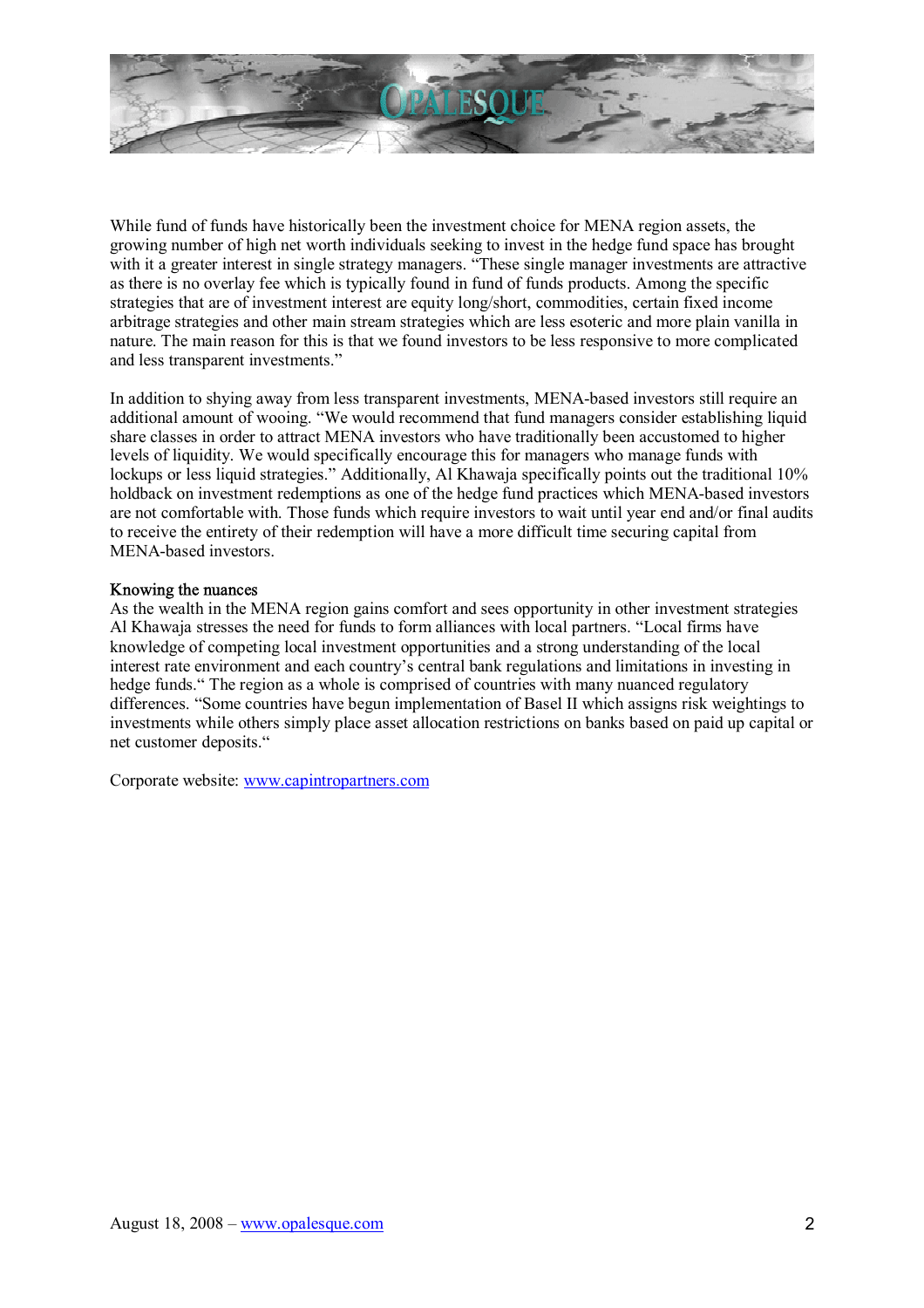While fund of funds have historically been the investment choice for MENA region assets, the growing number of high net worth individuals seeking to invest in the hedge fund space has brought with it a greater interest in single strategy managers. "These single manager investments are attractive as there is no overlay fee which is typically found in fund of funds products. Among the specific strategies that are of investment interest are equity long/short, commodities, certain fixed income arbitrage strategies and other main stream strategies which are less esoteric and more plain vanilla in nature. The main reason for this is that we found investors to be less responsive to more complicated and less transparent investments."

In addition to shying away from less transparent investments, MENA-based investors still require an additional amount of wooing. "We would recommend that fund managers consider establishing liquid share classes in order to attract MENA investors who have traditionally been accustomed to higher levels of liquidity. We would specifically encourage this for managers who manage funds with lockups or less liquid strategies." Additionally, Al Khawaja specifically points out the traditional 10% holdback on investment redemptions as one of the hedge fund practices which MENA-based investors are not comfortable with. Those funds which require investors to wait until year end and/or final audits to receive the entirety of their redemption will have a more difficult time securing capital from MENA-based investors.

### Knowing the nuances

As the wealth in the MENA region gains comfort and sees opportunity in other investment strategies Al Khawaja stresses the need for funds to form alliances with local partners. "Local firms have knowledge of competing local investment opportunities and a strong understanding of the local interest rate environment and each country's central bank regulations and limitations in investing in hedge funds." The region as a whole is comprised of countries with many nuanced regulatory differences. "Some countries have begun implementation of Basel II which assigns risk weightings to investments while others simply place asset allocation restrictions on banks based on paid up capital or net customer deposits."

Corporate website: www.capintropartners.com